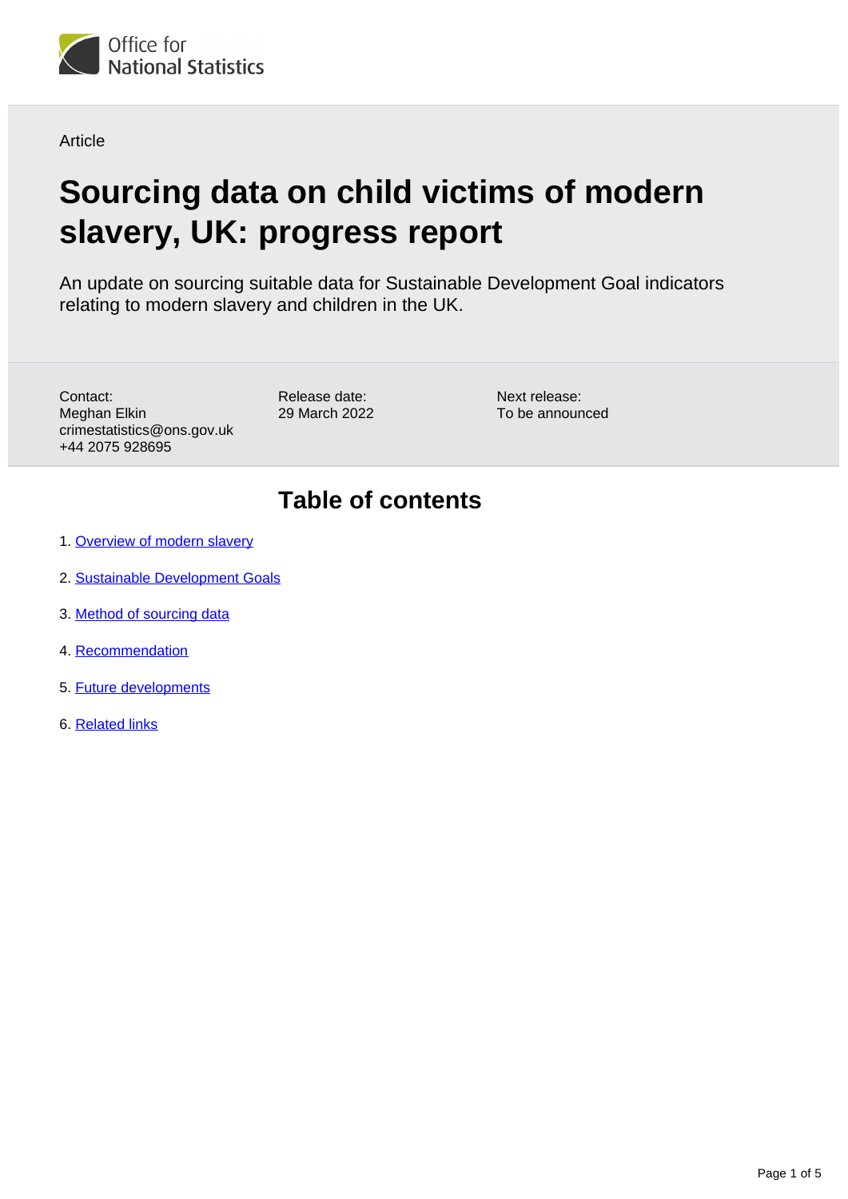Article

# Sourcing data on child victims of modern slavery, UK: progress report

An update on sourcing suitable data for Sustainable Development Goal indicators relating to modern slavery and children in the UK.

Contact:
Meghan Elkin
crimestatistics@ons.gov.uk
+44 2075 928695

Release date:
29 March 2022

Next release:
To be announced

## Table of contents

1. Overview of modern slavery
2. Sustainable Development Goals
3. Method of sourcing data
4. Recommendation
5. Future developments
6. Related links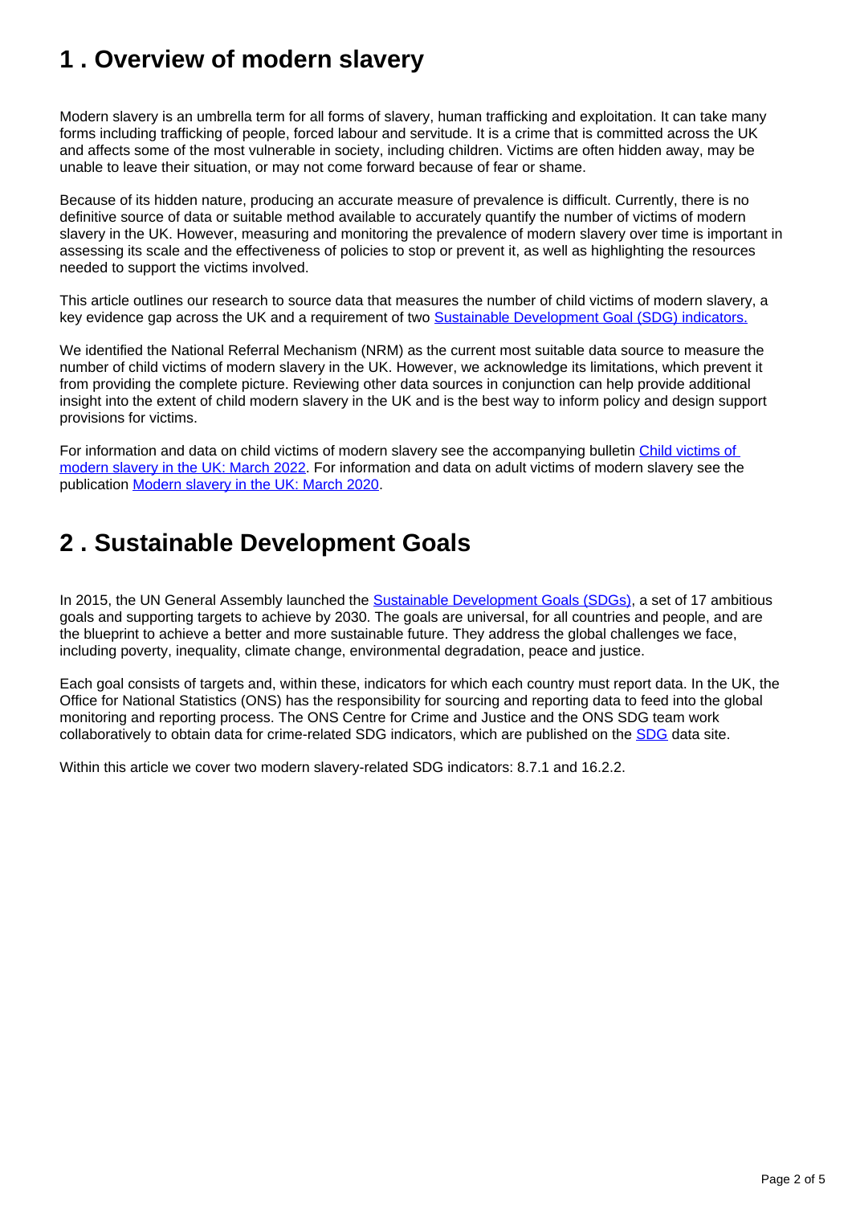## 1 . Overview of modern slavery

Modern slavery is an umbrella term for all forms of slavery, human trafficking and exploitation. It can take many forms including trafficking of people, forced labour and servitude. It is a crime that is committed across the UK and affects some of the most vulnerable in society, including children. Victims are often hidden away, may be unable to leave their situation, or may not come forward because of fear or shame.

Because of its hidden nature, producing an accurate measure of prevalence is difficult. Currently, there is no definitive source of data or suitable method available to accurately quantify the number of victims of modern slavery in the UK. However, measuring and monitoring the prevalence of modern slavery over time is important in assessing its scale and the effectiveness of policies to stop or prevent it, as well as highlighting the resources needed to support the victims involved.

This article outlines our research to source data that measures the number of child victims of modern slavery, a key evidence gap across the UK and a requirement of two Sustainable Development Goal (SDG) indicators.

We identified the National Referral Mechanism (NRM) as the current most suitable data source to measure the number of child victims of modern slavery in the UK. However, we acknowledge its limitations, which prevent it from providing the complete picture. Reviewing other data sources in conjunction can help provide additional insight into the extent of child modern slavery in the UK and is the best way to inform policy and design support provisions for victims.

For information and data on child victims of modern slavery see the accompanying bulletin Child victims of modern slavery in the UK: March 2022. For information and data on adult victims of modern slavery see the publication Modern slavery in the UK: March 2020.

## 2 . Sustainable Development Goals

In 2015, the UN General Assembly launched the Sustainable Development Goals (SDGs), a set of 17 ambitious goals and supporting targets to achieve by 2030. The goals are universal, for all countries and people, and are the blueprint to achieve a better and more sustainable future. They address the global challenges we face, including poverty, inequality, climate change, environmental degradation, peace and justice.

Each goal consists of targets and, within these, indicators for which each country must report data. In the UK, the Office for National Statistics (ONS) has the responsibility for sourcing and reporting data to feed into the global monitoring and reporting process. The ONS Centre for Crime and Justice and the ONS SDG team work collaboratively to obtain data for crime-related SDG indicators, which are published on the SDG data site.

Within this article we cover two modern slavery-related SDG indicators: 8.7.1 and 16.2.2.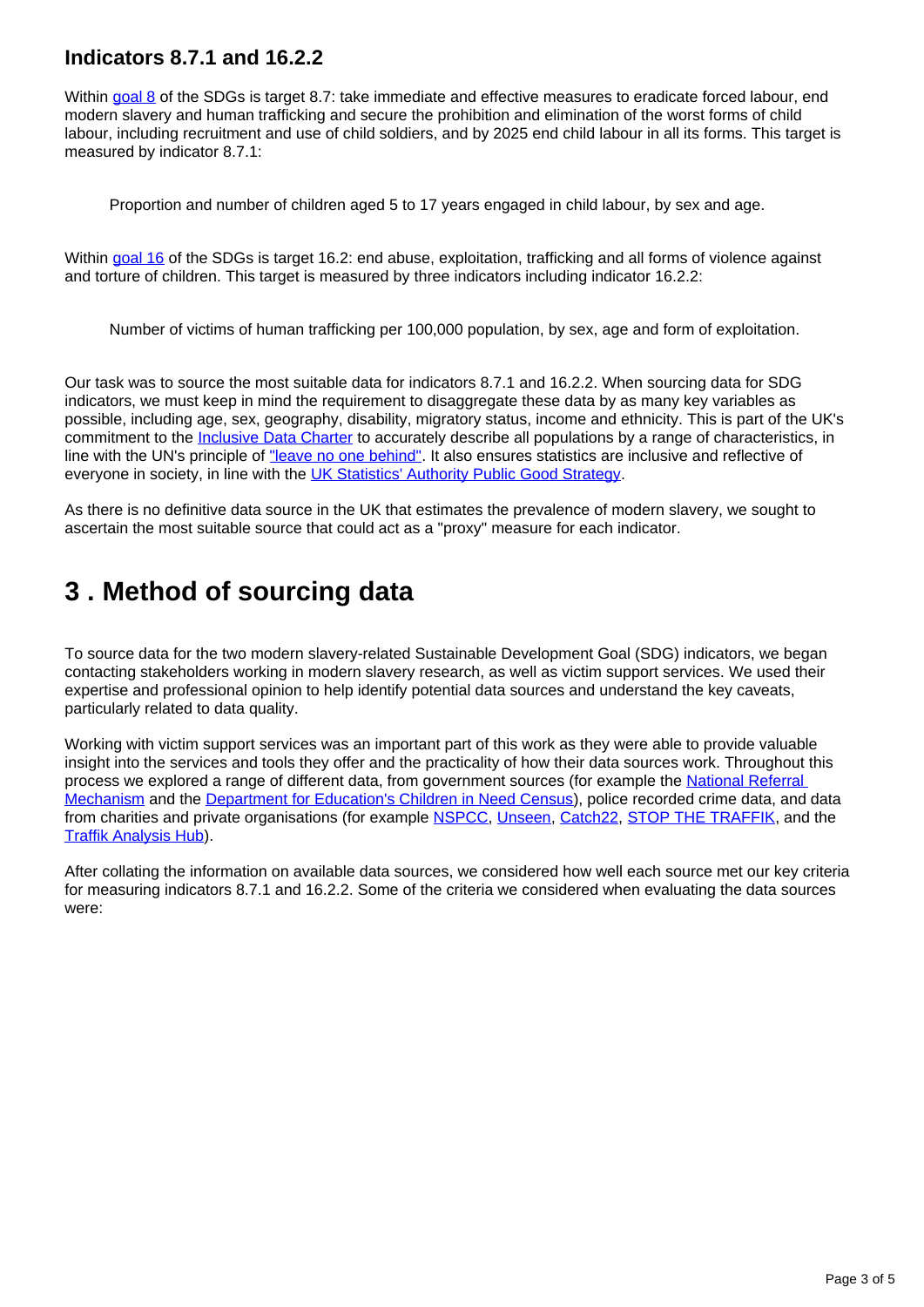### Indicators 8.7.1 and 16.2.2

Within goal 8 of the SDGs is target 8.7: take immediate and effective measures to eradicate forced labour, end modern slavery and human trafficking and secure the prohibition and elimination of the worst forms of child labour, including recruitment and use of child soldiers, and by 2025 end child labour in all its forms. This target is measured by indicator 8.7.1:

> Proportion and number of children aged 5 to 17 years engaged in child labour, by sex and age.

Within goal 16 of the SDGs is target 16.2: end abuse, exploitation, trafficking and all forms of violence against and torture of children. This target is measured by three indicators including indicator 16.2.2:

> Number of victims of human trafficking per 100,000 population, by sex, age and form of exploitation.

Our task was to source the most suitable data for indicators 8.7.1 and 16.2.2. When sourcing data for SDG indicators, we must keep in mind the requirement to disaggregate these data by as many key variables as possible, including age, sex, geography, disability, migratory status, income and ethnicity. This is part of the UK's commitment to the Inclusive Data Charter to accurately describe all populations by a range of characteristics, in line with the UN's principle of "leave no one behind". It also ensures statistics are inclusive and reflective of everyone in society, in line with the UK Statistics' Authority Public Good Strategy.

As there is no definitive data source in the UK that estimates the prevalence of modern slavery, we sought to ascertain the most suitable source that could act as a "proxy" measure for each indicator.

## 3 . Method of sourcing data

To source data for the two modern slavery-related Sustainable Development Goal (SDG) indicators, we began contacting stakeholders working in modern slavery research, as well as victim support services. We used their expertise and professional opinion to help identify potential data sources and understand the key caveats, particularly related to data quality.

Working with victim support services was an important part of this work as they were able to provide valuable insight into the services and tools they offer and the practicality of how their data sources work. Throughout this process we explored a range of different data, from government sources (for example the National Referral Mechanism and the Department for Education's Children in Need Census), police recorded crime data, and data from charities and private organisations (for example NSPCC, Unseen, Catch22, STOP THE TRAFFIK, and the Traffik Analysis Hub).

After collating the information on available data sources, we considered how well each source met our key criteria for measuring indicators 8.7.1 and 16.2.2. Some of the criteria we considered when evaluating the data sources were: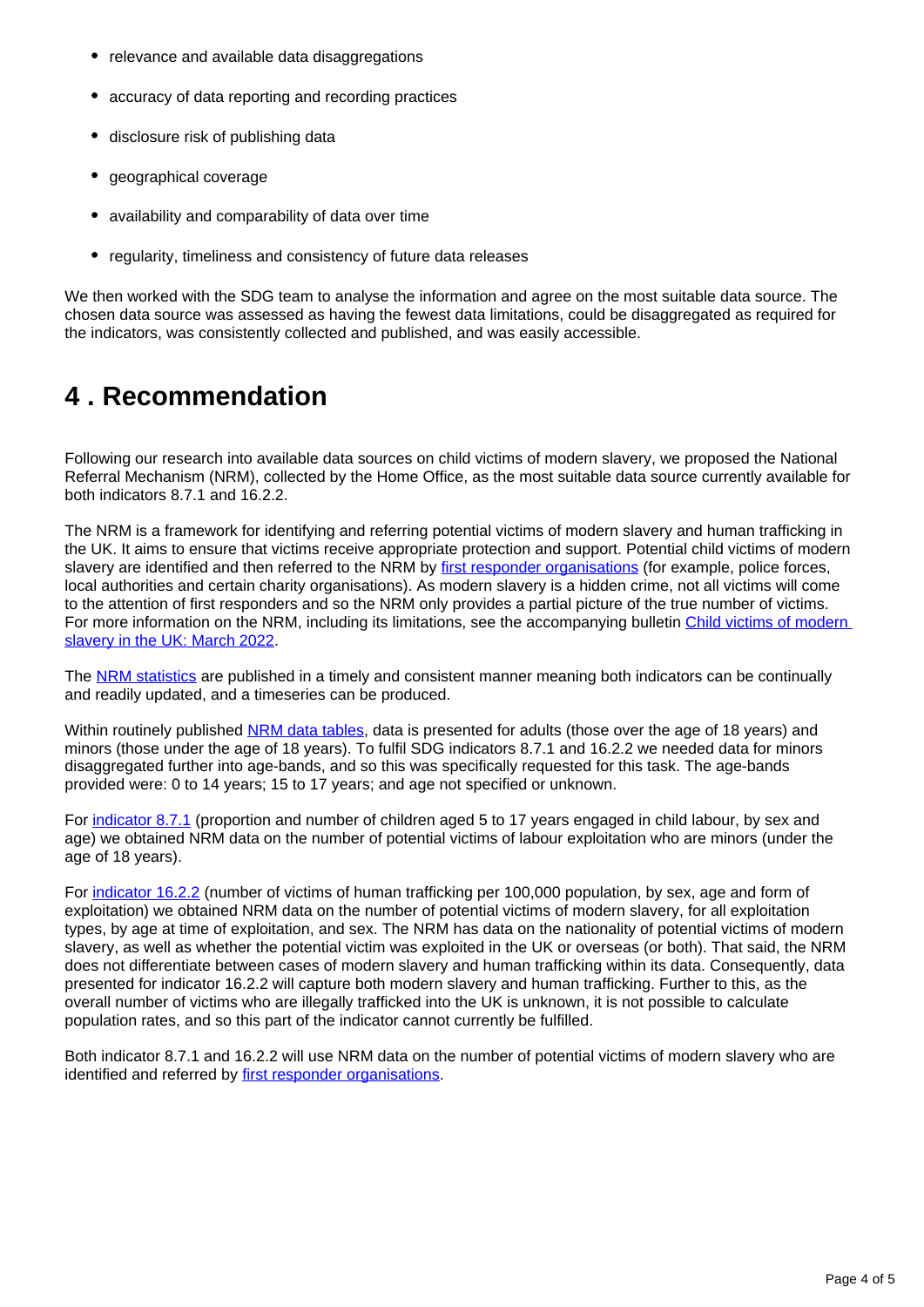- relevance and available data disaggregations
- accuracy of data reporting and recording practices
- disclosure risk of publishing data
- geographical coverage
- availability and comparability of data over time
- regularity, timeliness and consistency of future data releases

We then worked with the SDG team to analyse the information and agree on the most suitable data source. The chosen data source was assessed as having the fewest data limitations, could be disaggregated as required for the indicators, was consistently collected and published, and was easily accessible.

## 4 . Recommendation

Following our research into available data sources on child victims of modern slavery, we proposed the National Referral Mechanism (NRM), collected by the Home Office, as the most suitable data source currently available for both indicators 8.7.1 and 16.2.2.

The NRM is a framework for identifying and referring potential victims of modern slavery and human trafficking in the UK. It aims to ensure that victims receive appropriate protection and support. Potential child victims of modern slavery are identified and then referred to the NRM by first responder organisations (for example, police forces, local authorities and certain charity organisations). As modern slavery is a hidden crime, not all victims will come to the attention of first responders and so the NRM only provides a partial picture of the true number of victims. For more information on the NRM, including its limitations, see the accompanying bulletin Child victims of modern slavery in the UK: March 2022.

The NRM statistics are published in a timely and consistent manner meaning both indicators can be continually and readily updated, and a timeseries can be produced.

Within routinely published NRM data tables, data is presented for adults (those over the age of 18 years) and minors (those under the age of 18 years). To fulfil SDG indicators 8.7.1 and 16.2.2 we needed data for minors disaggregated further into age-bands, and so this was specifically requested for this task. The age-bands provided were: 0 to 14 years; 15 to 17 years; and age not specified or unknown.

For indicator 8.7.1 (proportion and number of children aged 5 to 17 years engaged in child labour, by sex and age) we obtained NRM data on the number of potential victims of labour exploitation who are minors (under the age of 18 years).

For indicator 16.2.2 (number of victims of human trafficking per 100,000 population, by sex, age and form of exploitation) we obtained NRM data on the number of potential victims of modern slavery, for all exploitation types, by age at time of exploitation, and sex. The NRM has data on the nationality of potential victims of modern slavery, as well as whether the potential victim was exploited in the UK or overseas (or both). That said, the NRM does not differentiate between cases of modern slavery and human trafficking within its data. Consequently, data presented for indicator 16.2.2 will capture both modern slavery and human trafficking. Further to this, as the overall number of victims who are illegally trafficked into the UK is unknown, it is not possible to calculate population rates, and so this part of the indicator cannot currently be fulfilled.

Both indicator 8.7.1 and 16.2.2 will use NRM data on the number of potential victims of modern slavery who are identified and referred by first responder organisations.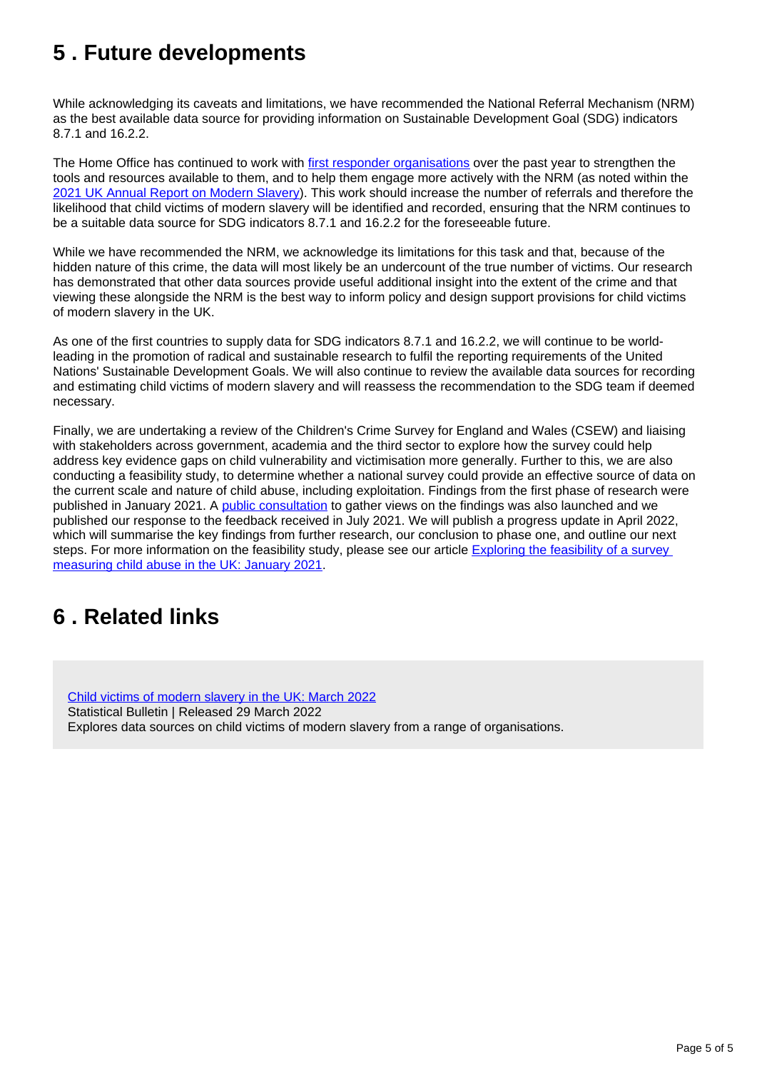## 5 . Future developments

While acknowledging its caveats and limitations, we have recommended the National Referral Mechanism (NRM) as the best available data source for providing information on Sustainable Development Goal (SDG) indicators 8.7.1 and 16.2.2.

The Home Office has continued to work with [first responder organisations](#) over the past year to strengthen the tools and resources available to them, and to help them engage more actively with the NRM (as noted within the [2021 UK Annual Report on Modern Slavery](#)). This work should increase the number of referrals and therefore the likelihood that child victims of modern slavery will be identified and recorded, ensuring that the NRM continues to be a suitable data source for SDG indicators 8.7.1 and 16.2.2 for the foreseeable future.

While we have recommended the NRM, we acknowledge its limitations for this task and that, because of the hidden nature of this crime, the data will most likely be an undercount of the true number of victims. Our research has demonstrated that other data sources provide useful additional insight into the extent of the crime and that viewing these alongside the NRM is the best way to inform policy and design support provisions for child victims of modern slavery in the UK.

As one of the first countries to supply data for SDG indicators 8.7.1 and 16.2.2, we will continue to be world-leading in the promotion of radical and sustainable research to fulfil the reporting requirements of the United Nations' Sustainable Development Goals. We will also continue to review the available data sources for recording and estimating child victims of modern slavery and will reassess the recommendation to the SDG team if deemed necessary.

Finally, we are undertaking a review of the Children's Crime Survey for England and Wales (CSEW) and liaising with stakeholders across government, academia and the third sector to explore how the survey could help address key evidence gaps on child vulnerability and victimisation more generally. Further to this, we are also conducting a feasibility study, to determine whether a national survey could provide an effective source of data on the current scale and nature of child abuse, including exploitation. Findings from the first phase of research were published in January 2021. A [public consultation](#) to gather views on the findings was also launched and we published our response to the feedback received in July 2021. We will publish a progress update in April 2022, which will summarise the key findings from further research, our conclusion to phase one, and outline our next steps. For more information on the feasibility study, please see our article [Exploring the feasibility of a survey measuring child abuse in the UK: January 2021](#).

## 6 . Related links

[Child victims of modern slavery in the UK: March 2022](#)
Statistical Bulletin | Released 29 March 2022
Explores data sources on child victims of modern slavery from a range of organisations.